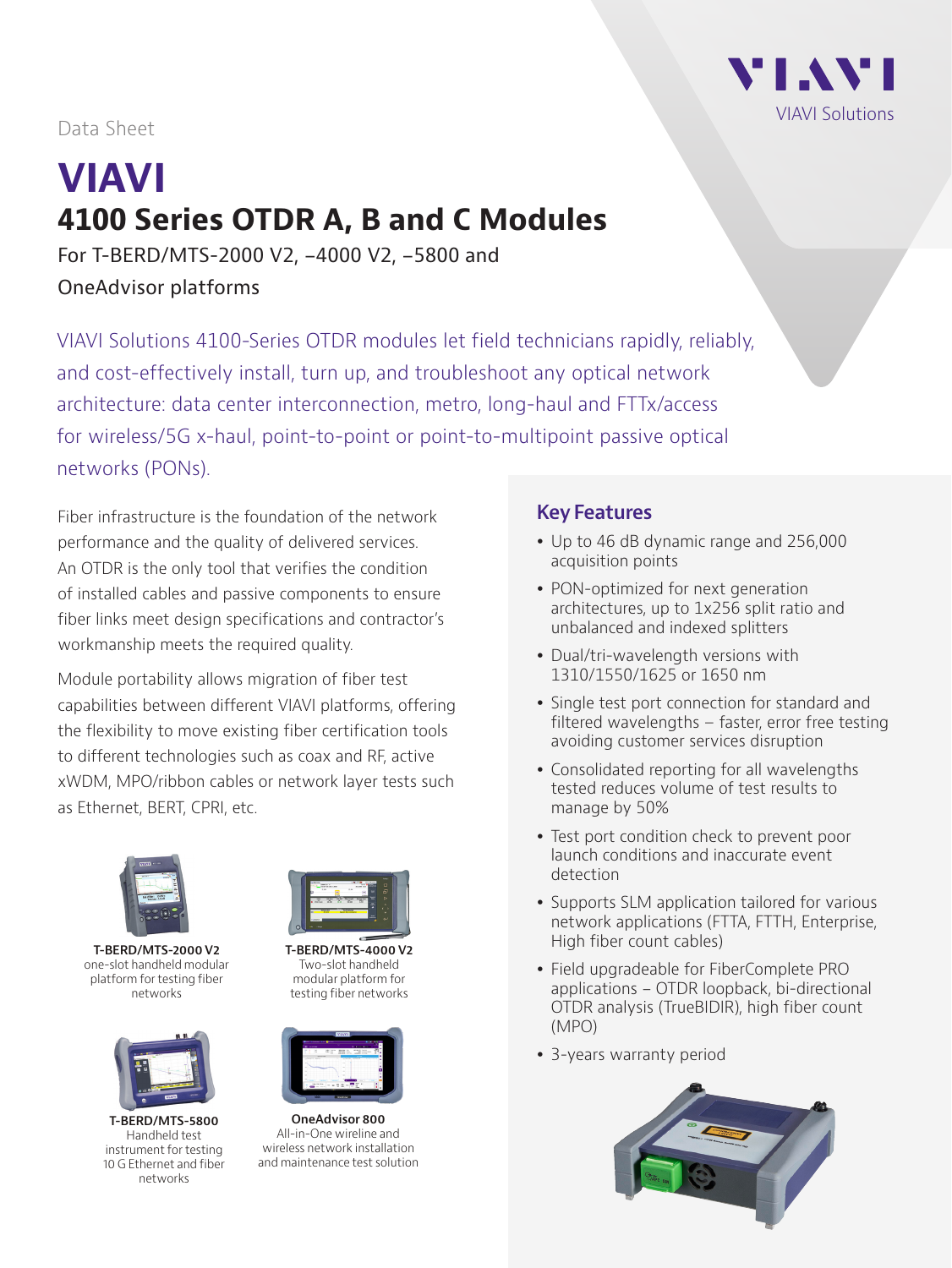Data Sheet

# VIAVI

## 4100 Series OTDR A, B and C Modules

For T-BERD/MTS-2000 V2, –4000 V2, –5800 and OneAdvisor platforms

VIAVI Solutions 4100-Series OTDR modules let field technicians rapidly, reliably, and cost-effectively install, turn up, and troubleshoot any optical network architecture: data center interconnection, metro, long-haul and FTTx/access for wireless/5G x-haul, point-to-point or point-to-multipoint passive optical networks (PONs).

Fiber infrastructure is the foundation of the network performance and the quality of delivered services. An OTDR is the only tool that verifies the condition of installed cables and passive components to ensure fiber links meet design specifications and contractor's workmanship meets the required quality.

Module portability allows migration of fiber test capabilities between different VIAVI platforms, offering the flexibility to move existing fiber certification tools to different technologies such as coax and RF, active xWDM, MPO/ribbon cables or network layer tests such as Ethernet, BERT, CPRI, etc.

**T-BERD/MTS-2000 V2**
one-slot handheld modular platform for testing fiber networks

**T-BERD/MTS-4000 V2**
Two-slot handheld modular platform for testing fiber networks

**T-BERD/MTS-5800**
Handheld test instrument for testing 10 G Ethernet and fiber networks

**OneAdvisor 800**
All-in-One wireline and wireless network installation and maintenance test solution

### Key Features

- Up to 46 dB dynamic range and 256,000 acquisition points
- PON-optimized for next generation architectures, up to 1x256 split ratio and unbalanced and indexed splitters
- Dual/tri-wavelength versions with 1310/1550/1625 or 1650 nm
- Single test port connection for standard and filtered wavelengths – faster, error free testing avoiding customer services disruption
- Consolidated reporting for all wavelengths tested reduces volume of test results to manage by 50%
- Test port condition check to prevent poor launch conditions and inaccurate event detection
- Supports SLM application tailored for various network applications (FTTA, FTTH, Enterprise, High fiber count cables)
- Field upgradeable for FiberComplete PRO applications – OTDR loopback, bi-directional OTDR analysis (TrueBIDIR), high fiber count (MPO)
- 3-years warranty period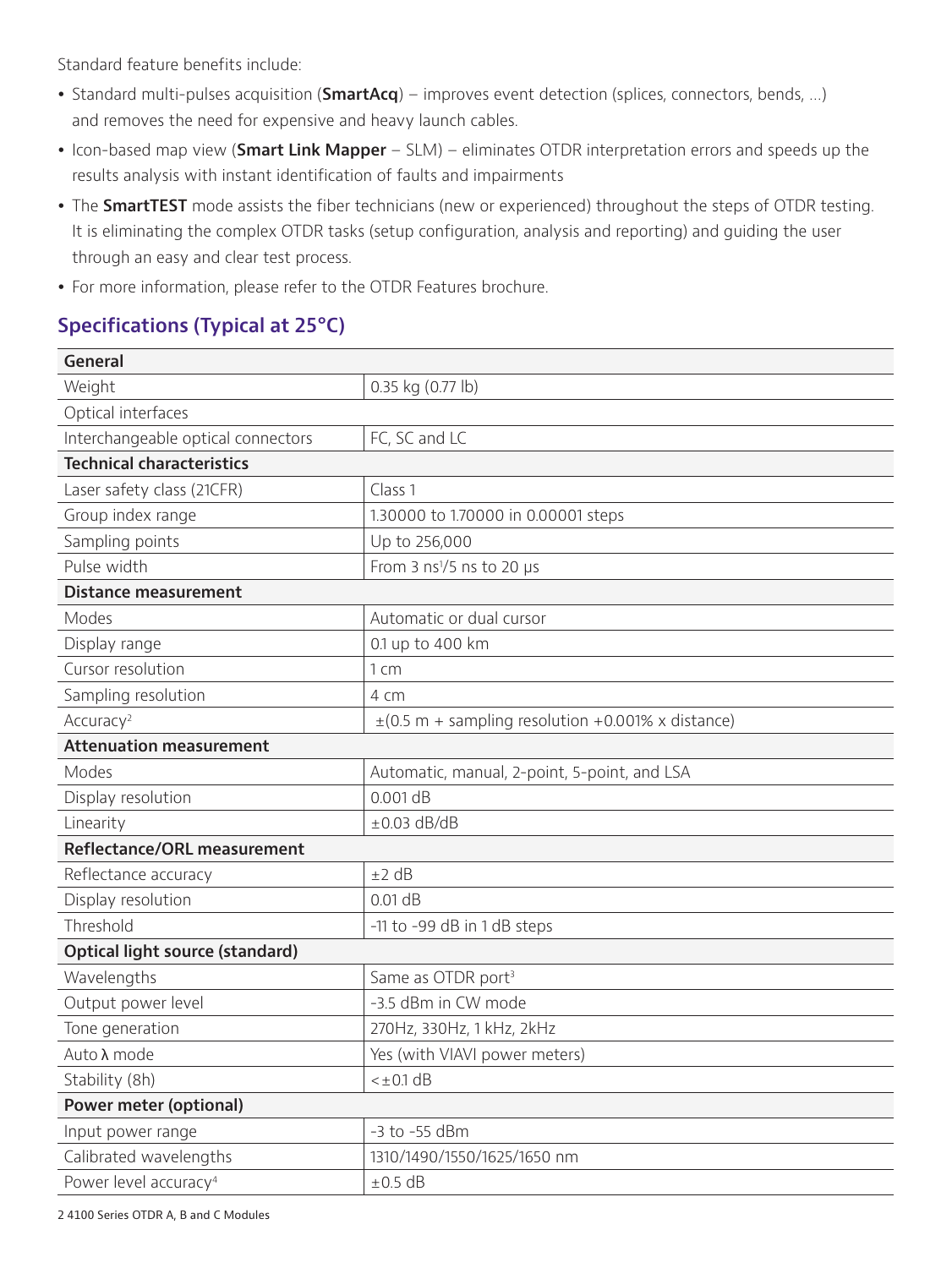Standard feature benefits include:

- Standard multi-pulses acquisition (**SmartAcq**) – improves event detection (splices, connectors, bends, ...) and removes the need for expensive and heavy launch cables.
- Icon-based map view (**Smart Link Mapper** – SLM) – eliminates OTDR interpretation errors and speeds up the results analysis with instant identification of faults and impairments
- The **SmartTEST** mode assists the fiber technicians (new or experienced) throughout the steps of OTDR testing. It is eliminating the complex OTDR tasks (setup configuration, analysis and reporting) and guiding the user through an easy and clear test process.
- For more information, please refer to the OTDR Features brochure.

## Specifications (Typical at 25°C)

| **General** | |
|---|---|
| Weight | 0.35 kg (0.77 lb) |
| Optical interfaces | |
| Interchangeable optical connectors | FC, SC and LC |
| **Technical characteristics** | |
| Laser safety class (21CFR) | Class 1 |
| Group index range | 1.30000 to 1.70000 in 0.00001 steps |
| Sampling points | Up to 256,000 |
| Pulse width | From 3 ns[1]/5 ns to 20 µs |
| **Distance measurement** | |
| Modes | Automatic or dual cursor |
| Display range | 0.1 up to 400 km |
| Cursor resolution | 1 cm |
| Sampling resolution | 4 cm |
| Accuracy[2] | ±(0.5 m + sampling resolution +0.001% x distance) |
| **Attenuation measurement** | |
| Modes | Automatic, manual, 2-point, 5-point, and LSA |
| Display resolution | 0.001 dB |
| Linearity | ±0.03 dB/dB |
| **Reflectance/ORL measurement** | |
| Reflectance accuracy | ±2 dB |
| Display resolution | 0.01 dB |
| Threshold | -11 to -99 dB in 1 dB steps |
| **Optical light source (standard)** | |
| Wavelengths | Same as OTDR port[3] |
| Output power level | -3.5 dBm in CW mode |
| Tone generation | 270Hz, 330Hz, 1 kHz, 2kHz |
| Auto λ mode | Yes (with VIAVI power meters) |
| Stability (8h) | <±0.1 dB |
| **Power meter (optional)** | |
| Input power range | -3 to -55 dBm |
| Calibrated wavelengths | 1310/1490/1550/1625/1650 nm |
| Power level accuracy[4] | ±0.5 dB |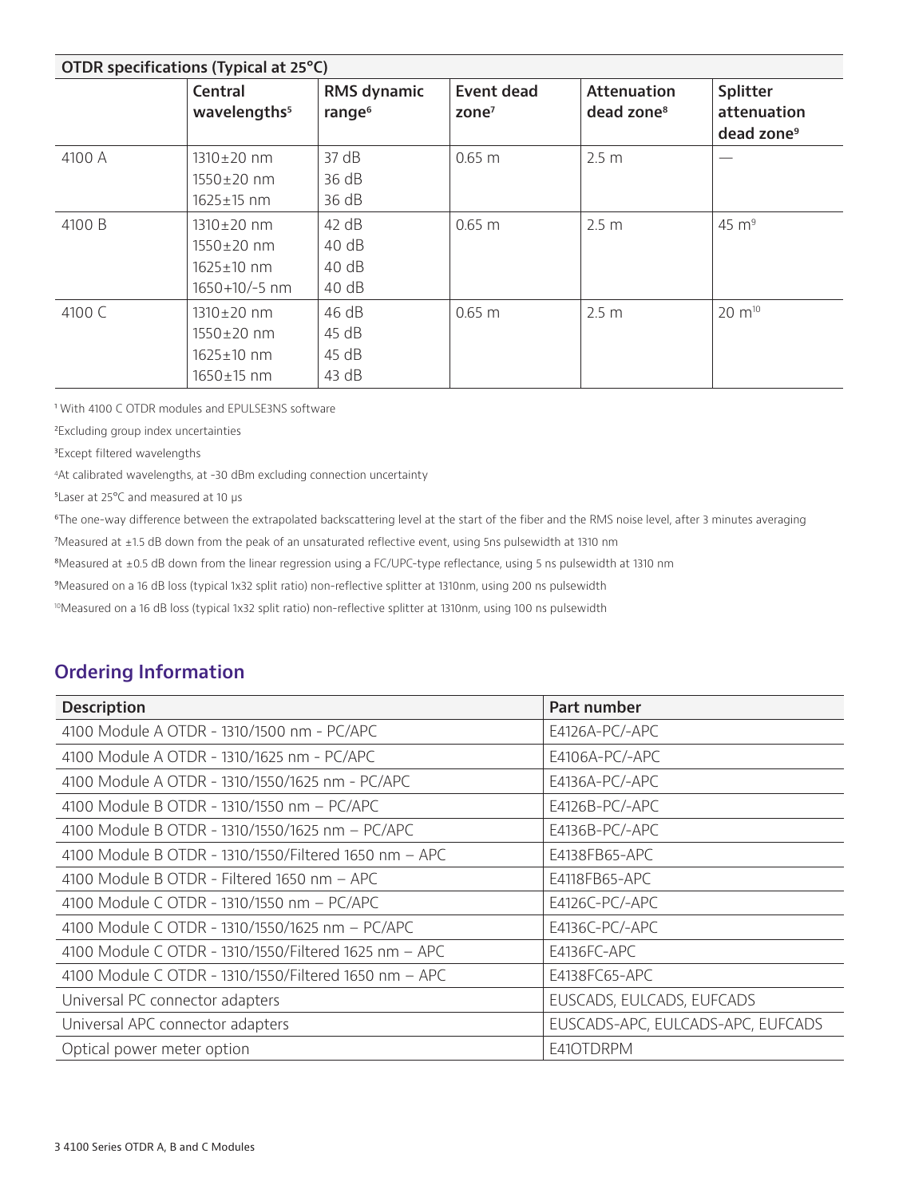| OTDR specifications (Typical at 25°C) | | | | | |
|---|---|---|---|---|---|
| | Central wavelengths[5] | RMS dynamic range[6] | Event dead zone[7] | Attenuation dead zone[8] | Splitter attenuation dead zone[9] |
| 4100 A | 1310±20 nm<br>1550±20 nm<br>1625±15 nm | 37 dB<br>36 dB<br>36 dB | 0.65 m | 2.5 m | — |
| 4100 B | 1310±20 nm<br>1550±20 nm<br>1625±10 nm<br>1650+10/-5 nm | 42 dB<br>40 dB<br>40 dB<br>40 dB | 0.65 m | 2.5 m | 45 m[9] |
| 4100 C | 1310±20 nm<br>1550±20 nm<br>1625±10 nm<br>1650±15 nm | 46 dB<br>45 dB<br>45 dB<br>43 dB | 0.65 m | 2.5 m | 20 m[10] |

[1] With 4100 C OTDR modules and EPULSE3NS software

[2] Excluding group index uncertainties

[3] Except filtered wavelengths

[4] At calibrated wavelengths, at -30 dBm excluding connection uncertainty

[5] Laser at 25°C and measured at 10 μs

[6] The one-way difference between the extrapolated backscattering level at the start of the fiber and the RMS noise level, after 3 minutes averaging

[7] Measured at ±1.5 dB down from the peak of an unsaturated reflective event, using 5ns pulsewidth at 1310 nm

[8] Measured at ±0.5 dB down from the linear regression using a FC/UPC-type reflectance, using 5 ns pulsewidth at 1310 nm

[9] Measured on a 16 dB loss (typical 1x32 split ratio) non-reflective splitter at 1310nm, using 200 ns pulsewidth

[10] Measured on a 16 dB loss (typical 1x32 split ratio) non-reflective splitter at 1310nm, using 100 ns pulsewidth

## Ordering Information

| Description | Part number |
|---|---|
| 4100 Module A OTDR - 1310/1500 nm - PC/APC | E4126A-PC/-APC |
| 4100 Module A OTDR - 1310/1625 nm - PC/APC | E4106A-PC/-APC |
| 4100 Module A OTDR - 1310/1550/1625 nm - PC/APC | E4136A-PC/-APC |
| 4100 Module B OTDR - 1310/1550 nm – PC/APC | E4126B-PC/-APC |
| 4100 Module B OTDR - 1310/1550/1625 nm – PC/APC | E4136B-PC/-APC |
| 4100 Module B OTDR - 1310/1550/Filtered 1650 nm – APC | E4138FB65-APC |
| 4100 Module B OTDR - Filtered 1650 nm – APC | E4118FB65-APC |
| 4100 Module C OTDR - 1310/1550 nm – PC/APC | E4126C-PC/-APC |
| 4100 Module C OTDR - 1310/1550/1625 nm – PC/APC | E4136C-PC/-APC |
| 4100 Module C OTDR - 1310/1550/Filtered 1625 nm – APC | E4136FC-APC |
| 4100 Module C OTDR - 1310/1550/Filtered 1650 nm – APC | E4138FC65-APC |
| Universal PC connector adapters | EUSCADS, EULCADS, EUFCADS |
| Universal APC connector adapters | EUSCADS-APC, EULCADS-APC, EUFCADS |
| Optical power meter option | E41OTDRPM |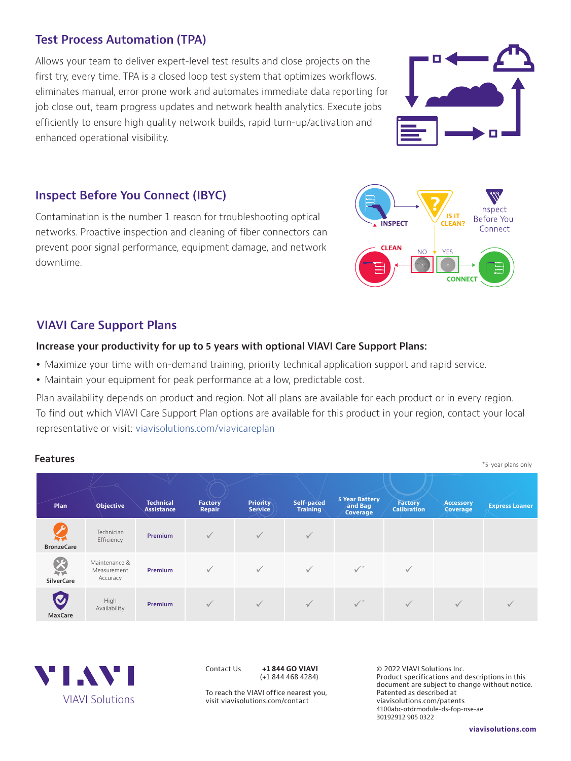## Test Process Automation (TPA)

Allows your team to deliver expert-level test results and close projects on the first try, every time. TPA is a closed loop test system that optimizes workflows, eliminates manual, error prone work and automates immediate data reporting for job close out, team progress updates and network health analytics. Execute jobs efficiently to ensure high quality network builds, rapid turn-up/activation and enhanced operational visibility.

## Inspect Before You Connect (IBYC)

Contamination is the number 1 reason for troubleshooting optical networks. Proactive inspection and cleaning of fiber connectors can prevent poor signal performance, equipment damage, and network downtime.

INSPECT
IS IT CLEAN?
Inspect Before You Connect
CLEAN
NO
YES
CONNECT

## VIAVI Care Support Plans

**Increase your productivity for up to 5 years with optional VIAVI Care Support Plans:**

- Maximize your time with on-demand training, priority technical application support and rapid service.
- Maintain your equipment for peak performance at a low, predictable cost.

Plan availability depends on product and region. Not all plans are available for each product or in every region. To find out which VIAVI Care Support Plan options are available for this product in your region, contact your local representative or visit: viavisolutions.com/viavicareplan

### Features

*5-year plans only

| Plan | Objective | Technical Assistance | Factory Repair | Priority Service | Self-paced Training | 5 Year Battery and Bag Coverage | Factory Calibration | Accessory Coverage | Express Loaner |
|---|---|---|---|---|---|---|---|---|---|
| BronzeCare | Technician Efficiency | Premium | ✓ | ✓ | ✓ | | | | |
| SilverCare | Maintenance & Measurement Accuracy | Premium | ✓ | ✓ | ✓ | ✓* | ✓ | | |
| MaxCare | High Availability | Premium | ✓ | ✓ | ✓ | ✓* | ✓ | ✓ | ✓ |

VIAVI Solutions

Contact Us **+1 844 GO VIAVI**
(+1 844 468 4284)

To reach the VIAVI office nearest you, visit viavisolutions.com/contact

© 2022 VIAVI Solutions Inc.
Product specifications and descriptions in this document are subject to change without notice.
Patented as described at viavisolutions.com/patents
4100abc-otdrmodule-ds-fop-nse-ae
30192912 905 0322

**viavisolutions.com**